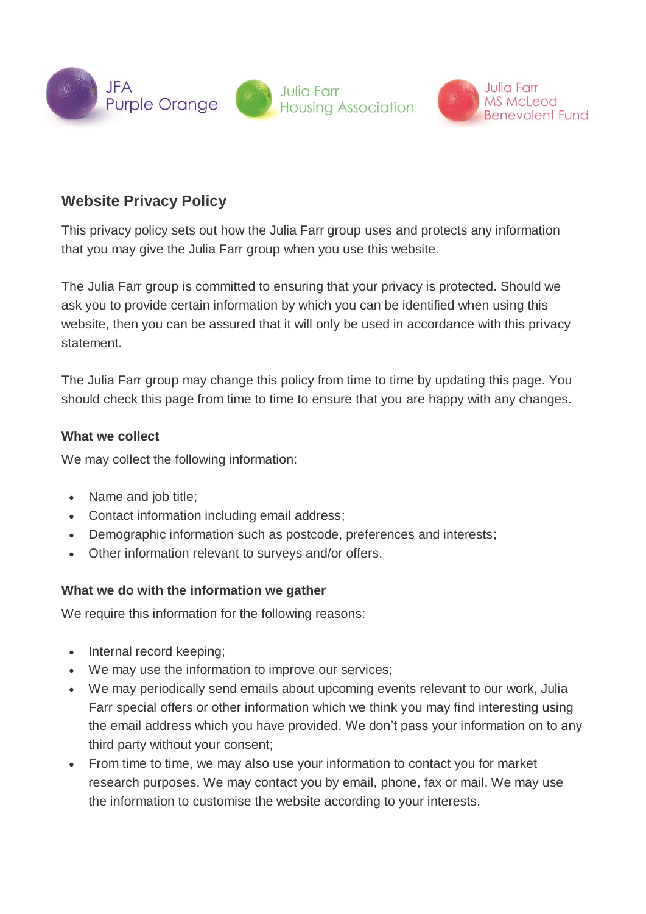JFA Purple Orange | Julia Farr Housing Association | Julia Farr MS McLeod Benevolent Fund

## Website Privacy Policy

This privacy policy sets out how the Julia Farr group uses and protects any information that you may give the Julia Farr group when you use this website.

The Julia Farr group is committed to ensuring that your privacy is protected. Should we ask you to provide certain information by which you can be identified when using this website, then you can be assured that it will only be used in accordance with this privacy statement.

The Julia Farr group may change this policy from time to time by updating this page. You should check this page from time to time to ensure that you are happy with any changes.

### What we collect

We may collect the following information:

- Name and job title;
- Contact information including email address;
- Demographic information such as postcode, preferences and interests;
- Other information relevant to surveys and/or offers.

### What we do with the information we gather

We require this information for the following reasons:

- Internal record keeping;
- We may use the information to improve our services;
- We may periodically send emails about upcoming events relevant to our work, Julia Farr special offers or other information which we think you may find interesting using the email address which you have provided. We don't pass your information on to any third party without your consent;
- From time to time, we may also use your information to contact you for market research purposes. We may contact you by email, phone, fax or mail. We may use the information to customise the website according to your interests.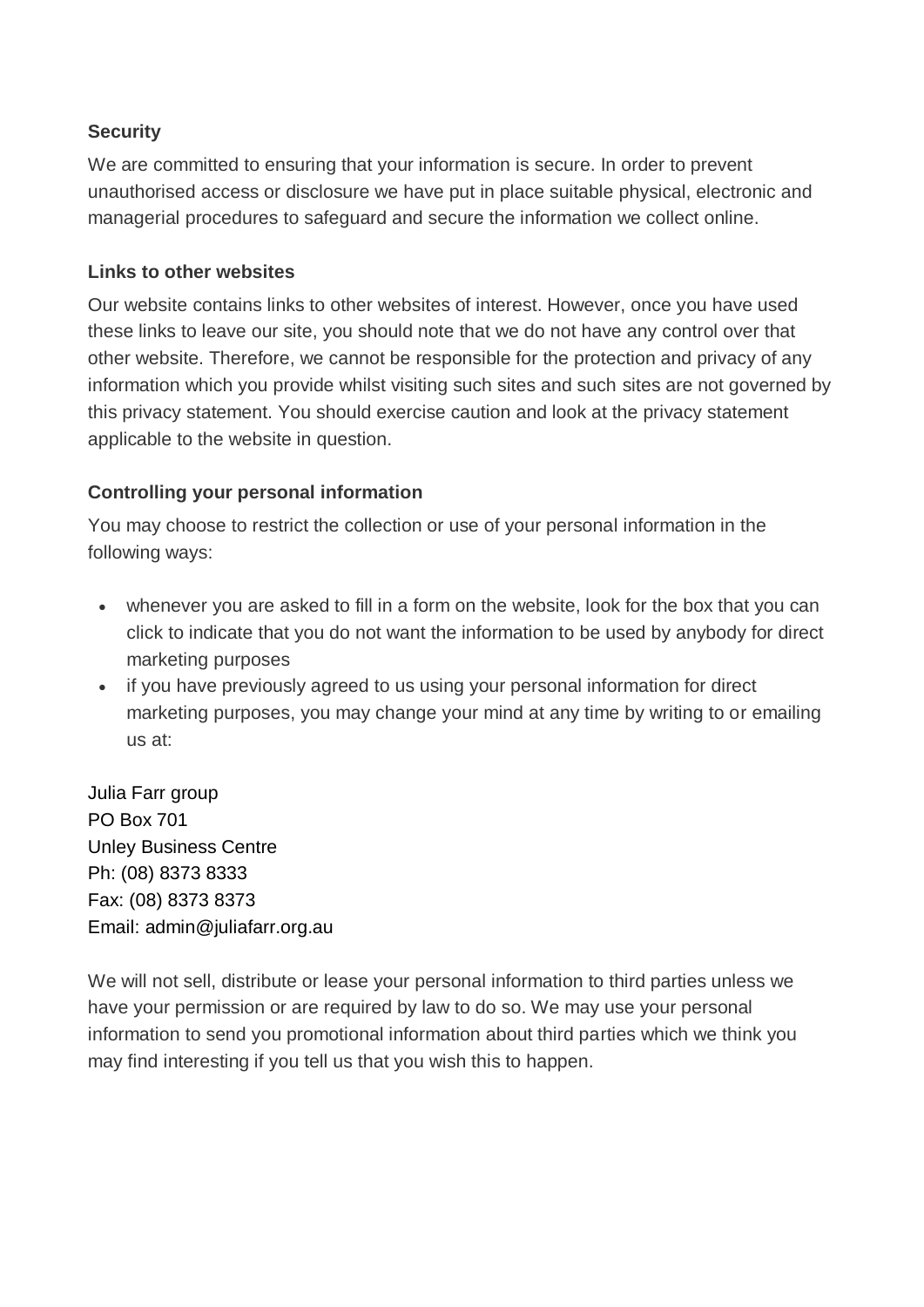**Security**

We are committed to ensuring that your information is secure. In order to prevent unauthorised access or disclosure we have put in place suitable physical, electronic and managerial procedures to safeguard and secure the information we collect online.

**Links to other websites**

Our website contains links to other websites of interest. However, once you have used these links to leave our site, you should note that we do not have any control over that other website. Therefore, we cannot be responsible for the protection and privacy of any information which you provide whilst visiting such sites and such sites are not governed by this privacy statement. You should exercise caution and look at the privacy statement applicable to the website in question.

**Controlling your personal information**

You may choose to restrict the collection or use of your personal information in the following ways:

- whenever you are asked to fill in a form on the website, look for the box that you can click to indicate that you do not want the information to be used by anybody for direct marketing purposes
- if you have previously agreed to us using your personal information for direct marketing purposes, you may change your mind at any time by writing to or emailing us at:

Julia Farr group
PO Box 701
Unley Business Centre
Ph: (08) 8373 8333
Fax: (08) 8373 8373
Email: admin@juliafarr.org.au

We will not sell, distribute or lease your personal information to third parties unless we have your permission or are required by law to do so. We may use your personal information to send you promotional information about third parties which we think you may find interesting if you tell us that you wish this to happen.